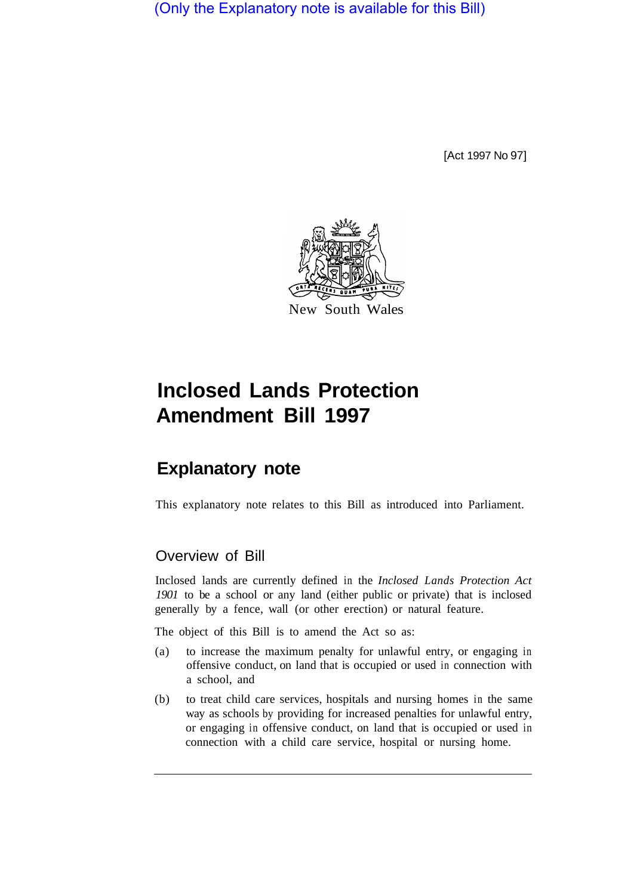(Only the Explanatory note is available for this Bill)

[Act 1997 No 97]

New South Wales

# Inclosed Lands Protection Amendment Bill 1997

## Explanatory note

This explanatory note relates to this Bill as introduced into Parliament.

### Overview of Bill

Inclosed lands are currently defined in the *Inclosed Lands Protection Act 1901* to be a school or any land (either public or private) that is inclosed generally by a fence, wall (or other erection) or natural feature.

The object of this Bill is to amend the Act so as:

(a) to increase the maximum penalty for unlawful entry, or engaging in offensive conduct, on land that is occupied or used in connection with a school, and

(b) to treat child care services, hospitals and nursing homes in the same way as schools by providing for increased penalties for unlawful entry, or engaging in offensive conduct, on land that is occupied or used in connection with a child care service, hospital or nursing home.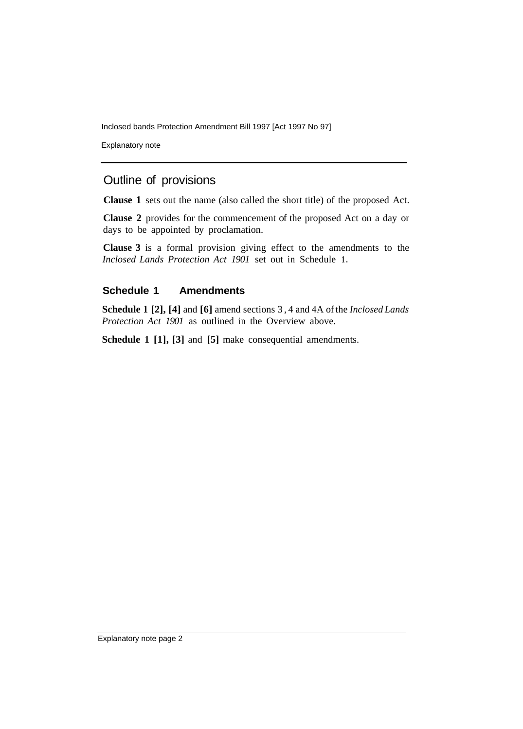## Outline of provisions

**Clause 1** sets out the name (also called the short title) of the proposed Act.

**Clause 2** provides for the commencement of the proposed Act on a day or days to be appointed by proclamation.

**Clause 3** is a formal provision giving effect to the amendments to the *Inclosed Lands Protection Act 1901* set out in Schedule 1.

### Schedule 1 Amendments

**Schedule 1 [2], [4]** and **[6]** amend sections 3, 4 and 4A of the *Inclosed Lands Protection Act 1901* as outlined in the Overview above.

**Schedule 1 [1], [3]** and **[5]** make consequential amendments.